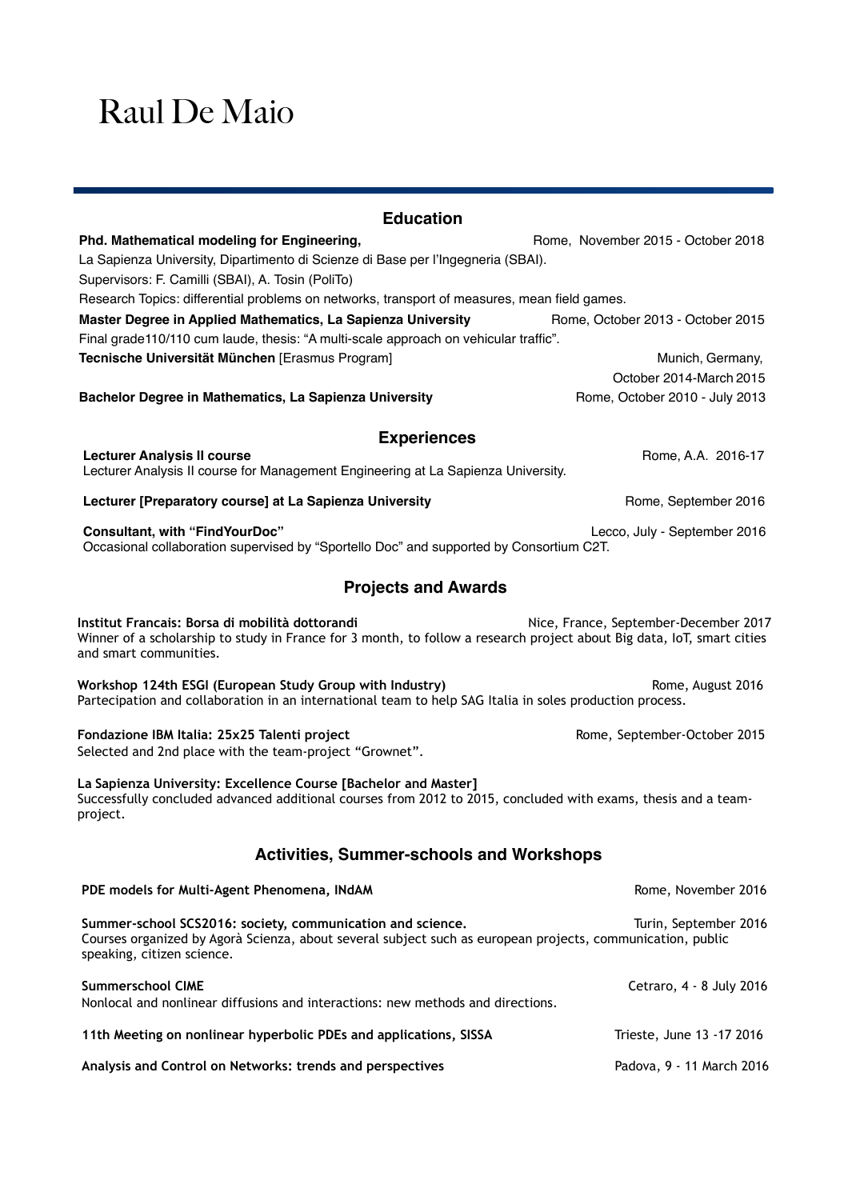# Raul De Maio

## Education

**Phd. Mathematical modeling for Engineering,** Rome, November 2015 - October 2018
La Sapienza University, Dipartimento di Scienze di Base per l'Ingegneria (SBAI).
Supervisors: F. Camilli (SBAI), A. Tosin (PoliTo)
Research Topics: differential problems on networks, transport of measures, mean field games.

**Master Degree in Applied Mathematics, La Sapienza University** Rome, October 2013 - October 2015
Final grade110/110 cum laude, thesis: "A multi-scale approach on vehicular traffic".

**Tecnische Universität München** [Erasmus Program] Munich, Germany, October 2014-March 2015

**Bachelor Degree in Mathematics, La Sapienza University** Rome, October 2010 - July 2013

## Experiences

**Lecturer Analysis II course** Rome, A.A. 2016-17
Lecturer Analysis II course for Management Engineering at La Sapienza University.

**Lecturer [Preparatory course] at La Sapienza University** Rome, September 2016

**Consultant, with "FindYourDoc"** Lecco, July - September 2016
Occasional collaboration supervised by "Sportello Doc" and supported by Consortium C2T.

## Projects and Awards

**Institut Francais: Borsa di mobilità dottorandi** Nice, France, September-December 2017
Winner of a scholarship to study in France for 3 month, to follow a research project about Big data, IoT, smart cities and smart communities.

**Workshop 124th ESGI (European Study Group with Industry)** Rome, August 2016
Partecipation and collaboration in an international team to help SAG Italia in soles production process.

**Fondazione IBM Italia: 25x25 Talenti project** Rome, September-October 2015
Selected and 2nd place with the team-project "Grownet".

**La Sapienza University: Excellence Course [Bachelor and Master]**
Successfully concluded advanced additional courses from 2012 to 2015, concluded with exams, thesis and a team-project.

## Activities, Summer-schools and Workshops

**PDE models for Multi-Agent Phenomena, INdAM** Rome, November 2016

**Summer-school SCS2016: society, communication and science.** Turin, September 2016
Courses organized by Agorà Scienza, about several subject such as european projects, communication, public speaking, citizen science.

**Summerschool CIME** Cetraro, 4 - 8 July 2016
Nonlocal and nonlinear diffusions and interactions: new methods and directions.

**11th Meeting on nonlinear hyperbolic PDEs and applications, SISSA** Trieste, June 13 -17 2016

**Analysis and Control on Networks: trends and perspectives** Padova, 9 - 11 March 2016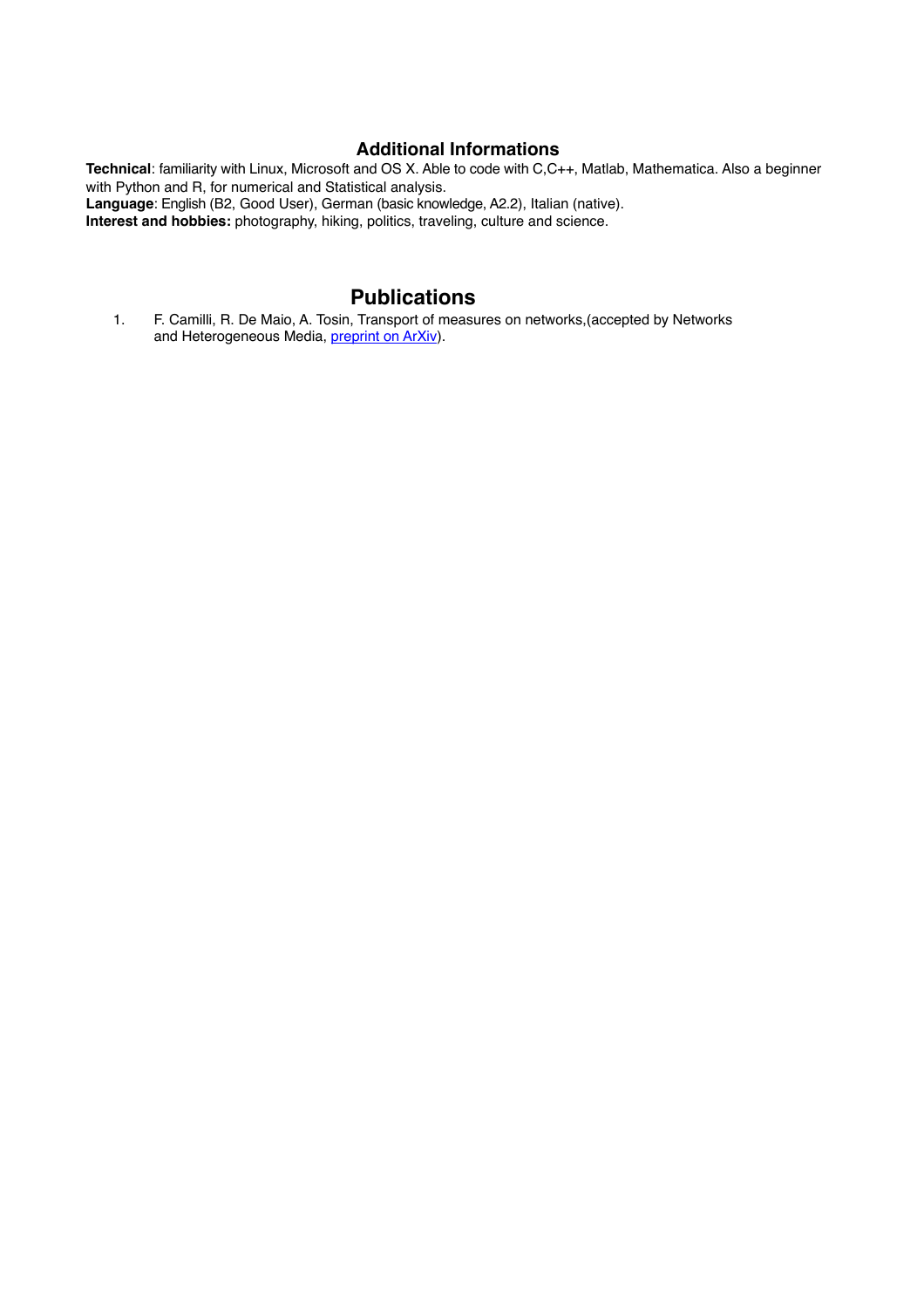## Additional Informations

**Technical**: familiarity with Linux, Microsoft and OS X. Able to code with C,C++, Matlab, Mathematica. Also a beginner with Python and R, for numerical and Statistical analysis.
**Language**: English (B2, Good User), German (basic knowledge, A2.2), Italian (native).
**Interest and hobbies:** photography, hiking, politics, traveling, culture and science.

## Publications

1. F. Camilli, R. De Maio, A. Tosin, Transport of measures on networks,(accepted by Networks and Heterogeneous Media, preprint on ArXiv).